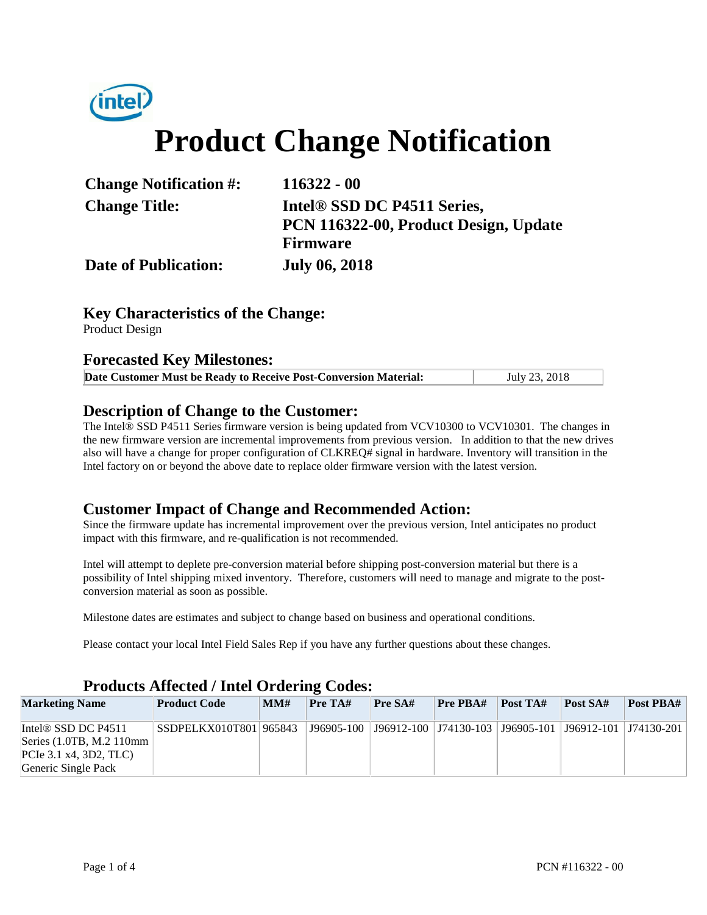# Product Change Notification

| | |
|---|---|
| **Change Notification #:** | **116322 - 00** |
| **Change Title:** | **Intel® SSD DC P4511 Series, PCN 116322-00, Product Design, Update Firmware** |
| **Date of Publication:** | **July 06, 2018** |

## Key Characteristics of the Change:

Product Design

## Forecasted Key Milestones:

| **Date Customer Must be Ready to Receive Post-Conversion Material:** | July 23, 2018 |
|---|---|

## Description of Change to the Customer:

The Intel® SSD P4511 Series firmware version is being updated from VCV10300 to VCV10301. The changes in the new firmware version are incremental improvements from previous version. In addition to that the new drives also will have a change for proper configuration of CLKREQ# signal in hardware. Inventory will transition in the Intel factory on or beyond the above date to replace older firmware version with the latest version.

## Customer Impact of Change and Recommended Action:

Since the firmware update has incremental improvement over the previous version, Intel anticipates no product impact with this firmware, and re-qualification is not recommended.

Intel will attempt to deplete pre-conversion material before shipping post-conversion material but there is a possibility of Intel shipping mixed inventory. Therefore, customers will need to manage and migrate to the post-conversion material as soon as possible.

Milestone dates are estimates and subject to change based on business and operational conditions.

Please contact your local Intel Field Sales Rep if you have any further questions about these changes.

## Products Affected / Intel Ordering Codes:

| Marketing Name | Product Code | MM# | Pre TA# | Pre SA# | Pre PBA# | Post TA# | Post SA# | Post PBA# |
|---|---|---|---|---|---|---|---|---|
| Intel® SSD DC P4511 Series (1.0TB, M.2 110mm PCIe 3.1 x4, 3D2, TLC) Generic Single Pack | SSDPELKX010T801 | 965843 | J96905-100 | J96912-100 | J74130-103 | J96905-101 | J96912-101 | J74130-201 |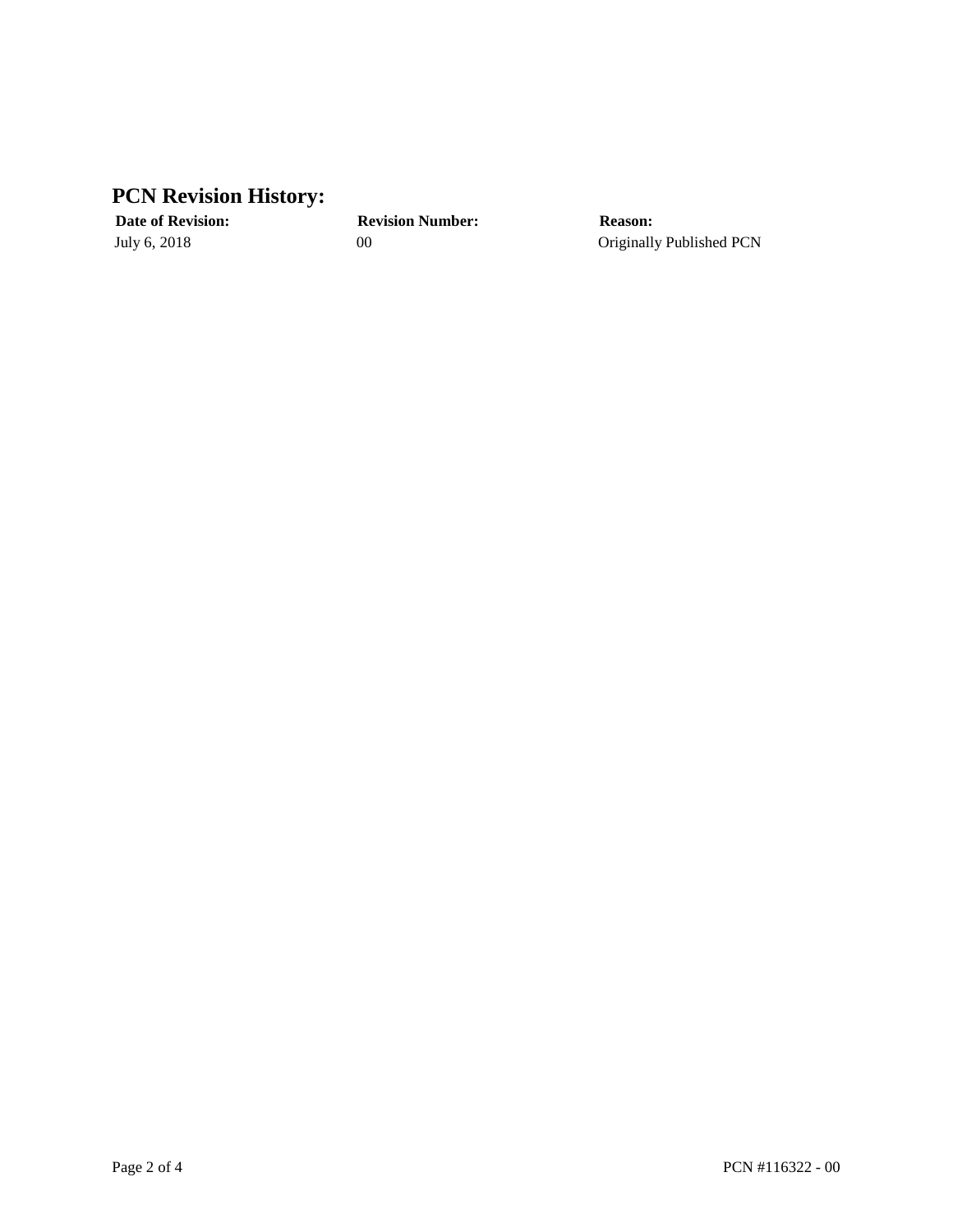## PCN Revision History:

| Date of Revision: | Revision Number: | Reason: |
|---|---|---|
| July 6, 2018 | 00 | Originally Published PCN |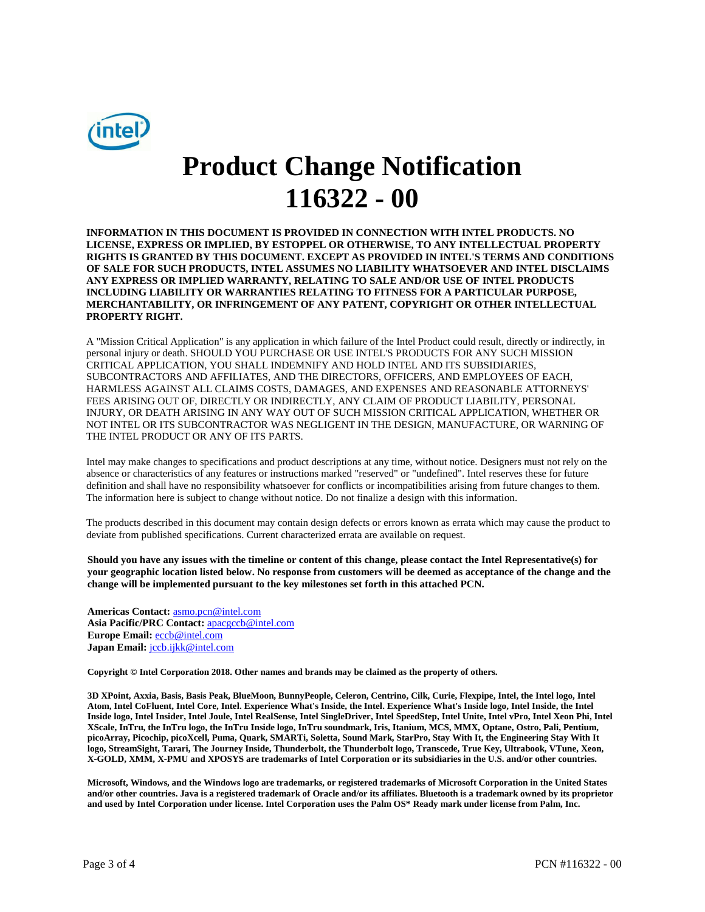# Product Change Notification 116322 - 00

**INFORMATION IN THIS DOCUMENT IS PROVIDED IN CONNECTION WITH INTEL PRODUCTS. NO LICENSE, EXPRESS OR IMPLIED, BY ESTOPPEL OR OTHERWISE, TO ANY INTELLECTUAL PROPERTY RIGHTS IS GRANTED BY THIS DOCUMENT. EXCEPT AS PROVIDED IN INTEL'S TERMS AND CONDITIONS OF SALE FOR SUCH PRODUCTS, INTEL ASSUMES NO LIABILITY WHATSOEVER AND INTEL DISCLAIMS ANY EXPRESS OR IMPLIED WARRANTY, RELATING TO SALE AND/OR USE OF INTEL PRODUCTS INCLUDING LIABILITY OR WARRANTIES RELATING TO FITNESS FOR A PARTICULAR PURPOSE, MERCHANTABILITY, OR INFRINGEMENT OF ANY PATENT, COPYRIGHT OR OTHER INTELLECTUAL PROPERTY RIGHT.**

A "Mission Critical Application" is any application in which failure of the Intel Product could result, directly or indirectly, in personal injury or death. SHOULD YOU PURCHASE OR USE INTEL'S PRODUCTS FOR ANY SUCH MISSION CRITICAL APPLICATION, YOU SHALL INDEMNIFY AND HOLD INTEL AND ITS SUBSIDIARIES, SUBCONTRACTORS AND AFFILIATES, AND THE DIRECTORS, OFFICERS, AND EMPLOYEES OF EACH, HARMLESS AGAINST ALL CLAIMS COSTS, DAMAGES, AND EXPENSES AND REASONABLE ATTORNEYS' FEES ARISING OUT OF, DIRECTLY OR INDIRECTLY, ANY CLAIM OF PRODUCT LIABILITY, PERSONAL INJURY, OR DEATH ARISING IN ANY WAY OUT OF SUCH MISSION CRITICAL APPLICATION, WHETHER OR NOT INTEL OR ITS SUBCONTRACTOR WAS NEGLIGENT IN THE DESIGN, MANUFACTURE, OR WARNING OF THE INTEL PRODUCT OR ANY OF ITS PARTS.

Intel may make changes to specifications and product descriptions at any time, without notice. Designers must not rely on the absence or characteristics of any features or instructions marked "reserved" or "undefined". Intel reserves these for future definition and shall have no responsibility whatsoever for conflicts or incompatibilities arising from future changes to them. The information here is subject to change without notice. Do not finalize a design with this information.

The products described in this document may contain design defects or errors known as errata which may cause the product to deviate from published specifications. Current characterized errata are available on request.

**Should you have any issues with the timeline or content of this change, please contact the Intel Representative(s) for your geographic location listed below. No response from customers will be deemed as acceptance of the change and the change will be implemented pursuant to the key milestones set forth in this attached PCN.**

**Americas Contact:** asmo.pcn@intel.com
**Asia Pacific/PRC Contact:** apacgccb@intel.com
**Europe Email:** eccb@intel.com
**Japan Email:** jccb.ijkk@intel.com

**Copyright © Intel Corporation 2018. Other names and brands may be claimed as the property of others.**

**3D XPoint, Axxia, Basis, Basis Peak, BlueMoon, BunnyPeople, Celeron, Centrino, Cilk, Curie, Flexpipe, Intel, the Intel logo, Intel Atom, Intel CoFluent, Intel Core, Intel. Experience What's Inside, the Intel. Experience What's Inside logo, Intel Inside, the Intel Inside logo, Intel Insider, Intel Joule, Intel RealSense, Intel SingleDriver, Intel SpeedStep, Intel Unite, Intel vPro, Intel Xeon Phi, Intel XScale, InTru, the InTru logo, the InTru Inside logo, InTru soundmark, Iris, Itanium, MCS, MMX, Optane, Ostro, Pali, Pentium, picoArray, Picochip, picoXcell, Puma, Quark, SMARTi, Soletta, Sound Mark, StarPro, Stay With It, the Engineering Stay With It logo, StreamSight, Tarari, The Journey Inside, Thunderbolt, the Thunderbolt logo, Transcede, True Key, Ultrabook, VTune, Xeon, X-GOLD, XMM, X-PMU and XPOSYS are trademarks of Intel Corporation or its subsidiaries in the U.S. and/or other countries.**

**Microsoft, Windows, and the Windows logo are trademarks, or registered trademarks of Microsoft Corporation in the United States and/or other countries. Java is a registered trademark of Oracle and/or its affiliates. Bluetooth is a trademark owned by its proprietor and used by Intel Corporation under license. Intel Corporation uses the Palm OS* Ready mark under license from Palm, Inc.**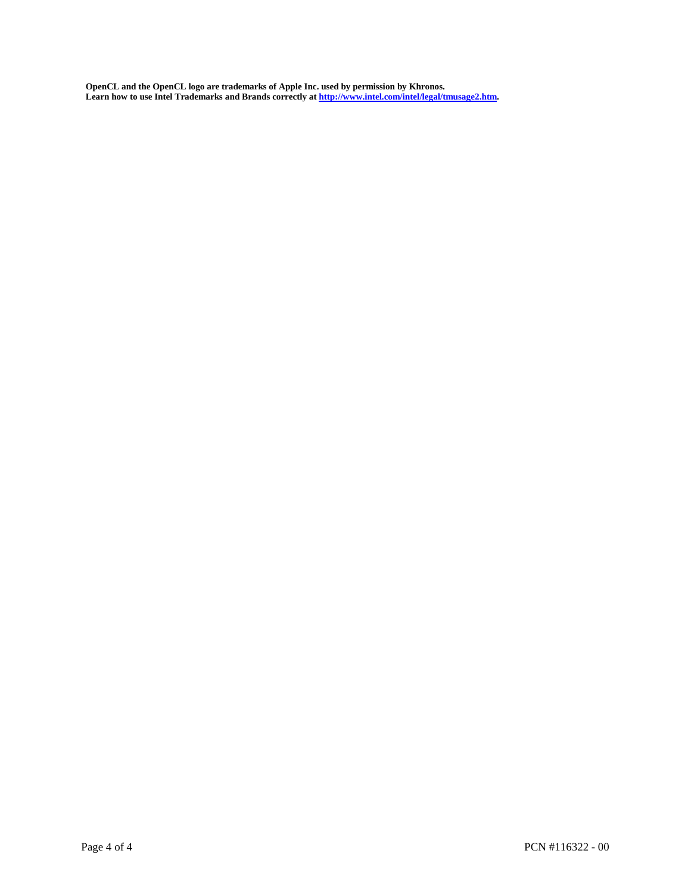**OpenCL and the OpenCL logo are trademarks of Apple Inc. used by permission by Khronos.**
**Learn how to use Intel Trademarks and Brands correctly at [http://www.intel.com/intel/legal/tmusage2.htm](http://www.intel.com/intel/legal/tmusage2.htm).**